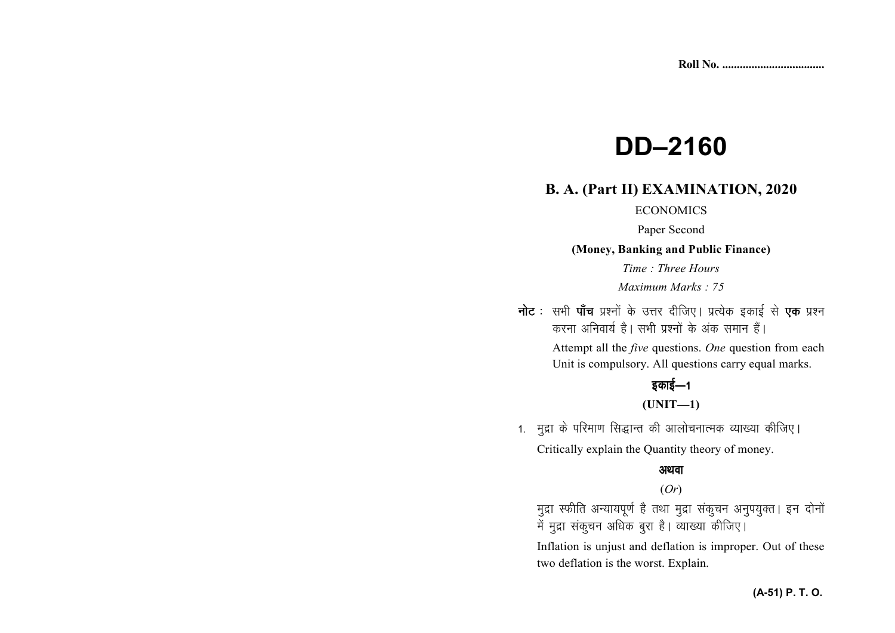Roll No. ...................................

# DD–2160

## B. A. (Part II) EXAMINATION, 2020

ECONOMICS

Paper Second

**(Money, Banking and Public Finance)**

*Time : Three Hours*

*Maximum Marks : 75*

**नोट** : सभी **पाँच** प्रश्नों के उत्तर दीजिए। प्रत्येक इकाई से **एक** प्रश्न करना अनिवार्य है। सभी प्रश्नों के अंक समान हैं।

Attempt all the *five* questions. *One* question from each Unit is compulsory. All questions carry equal marks.

### इकाई—1

### (UNIT—1)

1. मुद्रा के परिमाण सिद्धान्त की आलोचनात्मक व्याख्या कीजिए।

   Critically explain the Quantity theory of money.

   **अथवा**

   (*Or*)

   मुद्रा स्फीति अन्यायपूर्ण है तथा मुद्रा संकुचन अनुपयुक्त। इन दोनों में मुद्रा संकुचन अधिक बुरा है। व्याख्या कीजिए।

   Inflation is unjust and deflation is improper. Out of these two deflation is the worst. Explain.

**(A-51) P. T. O.**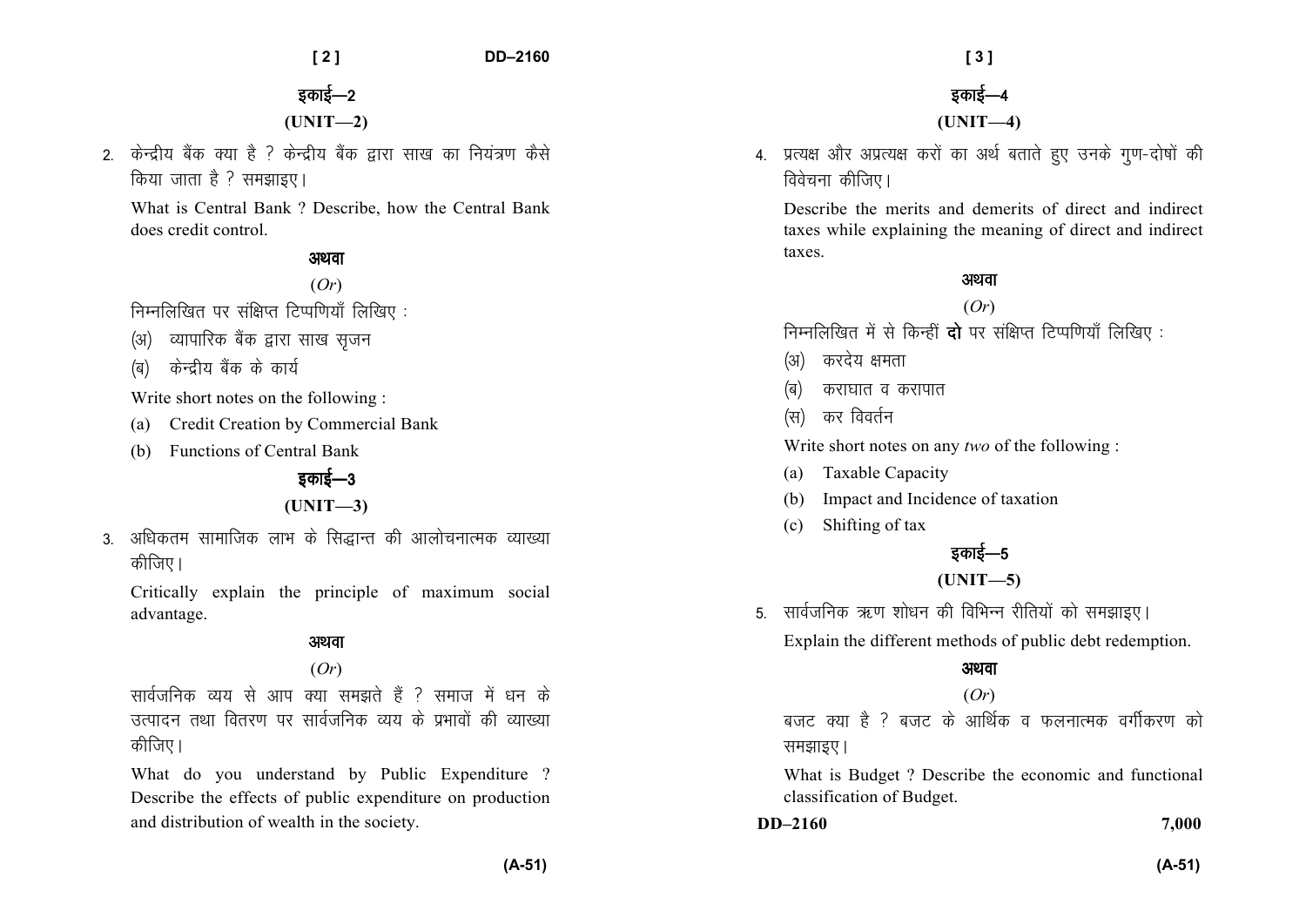## इकाई—2

### (UNIT—2)

2. केन्द्रीय बैंक क्या है ? केन्द्रीय बैंक द्वारा साख का नियंत्रण कैसे किया जाता है ? समझाइए।

   What is Central Bank ? Describe, how the Central Bank does credit control.

   **अथवा**

   (*Or*)

   निम्नलिखित पर संक्षिप्त टिप्पणियाँ लिखिए :

   (अ) व्यापारिक बैंक द्वारा साख सृजन

   (ब) केन्द्रीय बैंक के कार्य

   Write short notes on the following :

   (a) Credit Creation by Commercial Bank

   (b) Functions of Central Bank

## इकाई—3

### (UNIT—3)

3. अधिकतम सामाजिक लाभ के सिद्धान्त की आलोचनात्मक व्याख्या कीजिए।

   Critically explain the principle of maximum social advantage.

   **अथवा**

   (*Or*)

   सार्वजनिक व्यय से आप क्या समझते हैं ? समाज में धन के उत्पादन तथा वितरण पर सार्वजनिक व्यय के प्रभावों की व्याख्या कीजिए।

   What do you understand by Public Expenditure ? Describe the effects of public expenditure on production and distribution of wealth in the society.

## इकाई—4

### (UNIT—4)

4. प्रत्यक्ष और अप्रत्यक्ष करों का अर्थ बताते हुए उनके गुण-दोषों की विवेचना कीजिए।

   Describe the merits and demerits of direct and indirect taxes while explaining the meaning of direct and indirect taxes.

   **अथवा**

   (*Or*)

   निम्नलिखित में से किन्हीं **दो** पर संक्षिप्त टिप्पणियाँ लिखिए :

   (अ) करदेय क्षमता

   (ब) कराघात व करापात

   (स) कर विवर्तन

   Write short notes on any *two* of the following :

   (a) Taxable Capacity

   (b) Impact and Incidence of taxation

   (c) Shifting of tax

## इकाई—5

### (UNIT—5)

5. सार्वजनिक ऋण शोधन की विभिन्न रीतियों को समझाइए।

   Explain the different methods of public debt redemption.

   **अथवा**

   (*Or*)

   बजट क्या है ? बजट के आर्थिक व फलनात्मक वर्गीकरण को समझाइए।

   What is Budget ? Describe the economic and functional classification of Budget.

DD–2160 7,000